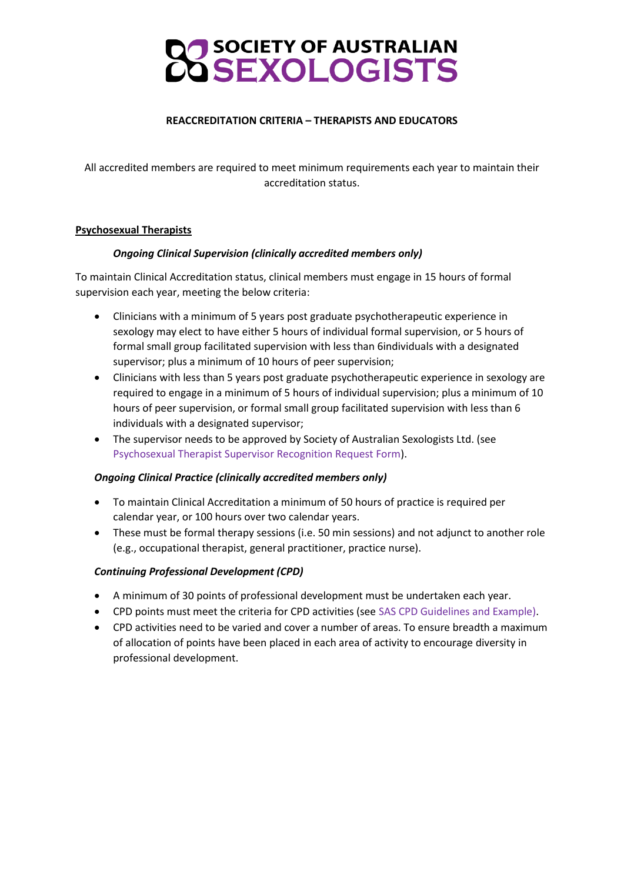# SOCIETY OF AUSTRALIAN SEXOLOGISTS

**REACCREDITATION CRITERIA – THERAPISTS AND EDUCATORS**

All accredited members are required to meet minimum requirements each year to maintain their accreditation status.

## Psychosexual Therapists

### *Ongoing Clinical Supervision (clinically accredited members only)*

To maintain Clinical Accreditation status, clinical members must engage in 15 hours of formal supervision each year, meeting the below criteria:

- Clinicians with a minimum of 5 years post graduate psychotherapeutic experience in sexology may elect to have either 5 hours of individual formal supervision, or 5 hours of formal small group facilitated supervision with less than 6individuals with a designated supervisor; plus a minimum of 10 hours of peer supervision;
- Clinicians with less than 5 years post graduate psychotherapeutic experience in sexology are required to engage in a minimum of 5 hours of individual supervision; plus a minimum of 10 hours of peer supervision, or formal small group facilitated supervision with less than 6 individuals with a designated supervisor;
- The supervisor needs to be approved by Society of Australian Sexologists Ltd. (see Psychosexual Therapist Supervisor Recognition Request Form).

### *Ongoing Clinical Practice (clinically accredited members only)*

- To maintain Clinical Accreditation a minimum of 50 hours of practice is required per calendar year, or 100 hours over two calendar years.
- These must be formal therapy sessions (i.e. 50 min sessions) and not adjunct to another role (e.g., occupational therapist, general practitioner, practice nurse).

### *Continuing Professional Development (CPD)*

- A minimum of 30 points of professional development must be undertaken each year.
- CPD points must meet the criteria for CPD activities (see SAS CPD Guidelines and Example).
- CPD activities need to be varied and cover a number of areas. To ensure breadth a maximum of allocation of points have been placed in each area of activity to encourage diversity in professional development.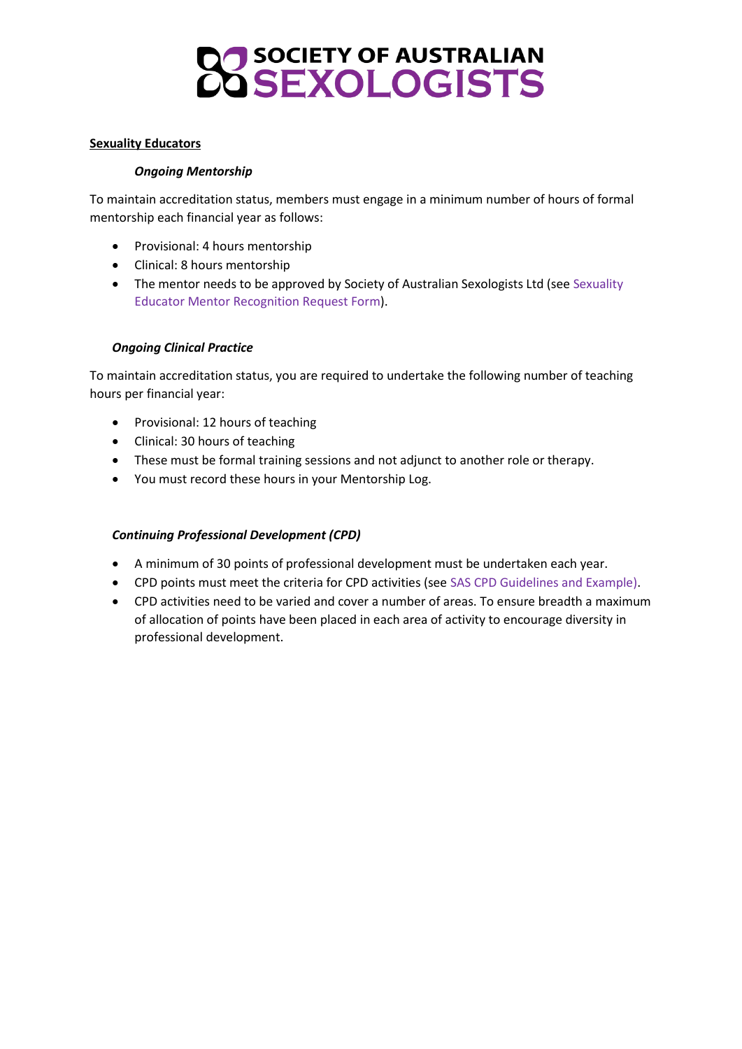## Sexuality Educators

### *Ongoing Mentorship*

To maintain accreditation status, members must engage in a minimum number of hours of formal mentorship each financial year as follows:

- Provisional: 4 hours mentorship
- Clinical: 8 hours mentorship
- The mentor needs to be approved by Society of Australian Sexologists Ltd (see Sexuality Educator Mentor Recognition Request Form).

### *Ongoing Clinical Practice*

To maintain accreditation status, you are required to undertake the following number of teaching hours per financial year:

- Provisional: 12 hours of teaching
- Clinical: 30 hours of teaching
- These must be formal training sessions and not adjunct to another role or therapy.
- You must record these hours in your Mentorship Log.

### *Continuing Professional Development (CPD)*

- A minimum of 30 points of professional development must be undertaken each year.
- CPD points must meet the criteria for CPD activities (see SAS CPD Guidelines and Example).
- CPD activities need to be varied and cover a number of areas. To ensure breadth a maximum of allocation of points have been placed in each area of activity to encourage diversity in professional development.